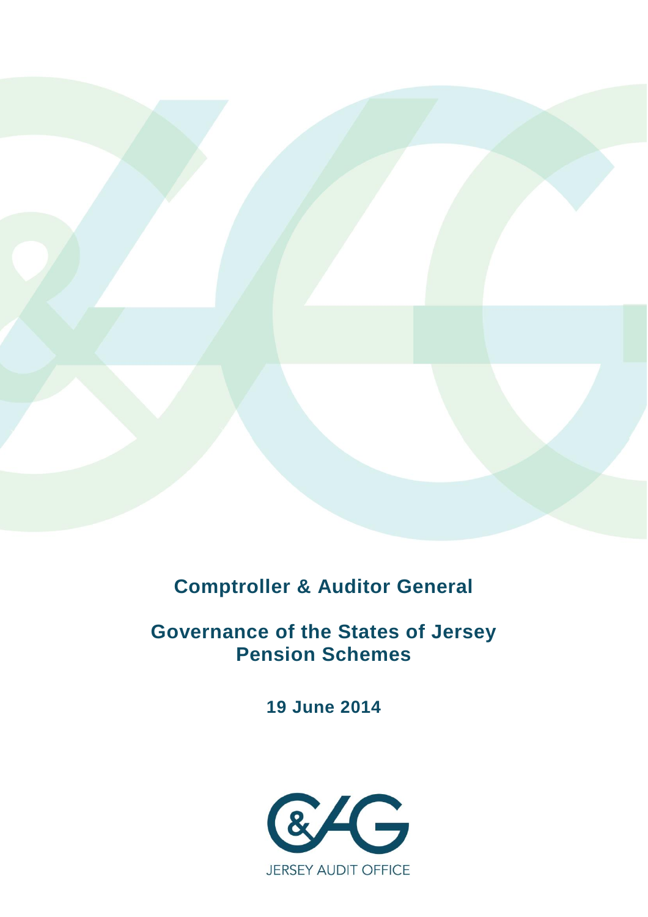# Comptroller & Auditor General

## Governance of the States of Jersey Pension Schemes

**19 June 2014**

JERSEY AUDIT OFFICE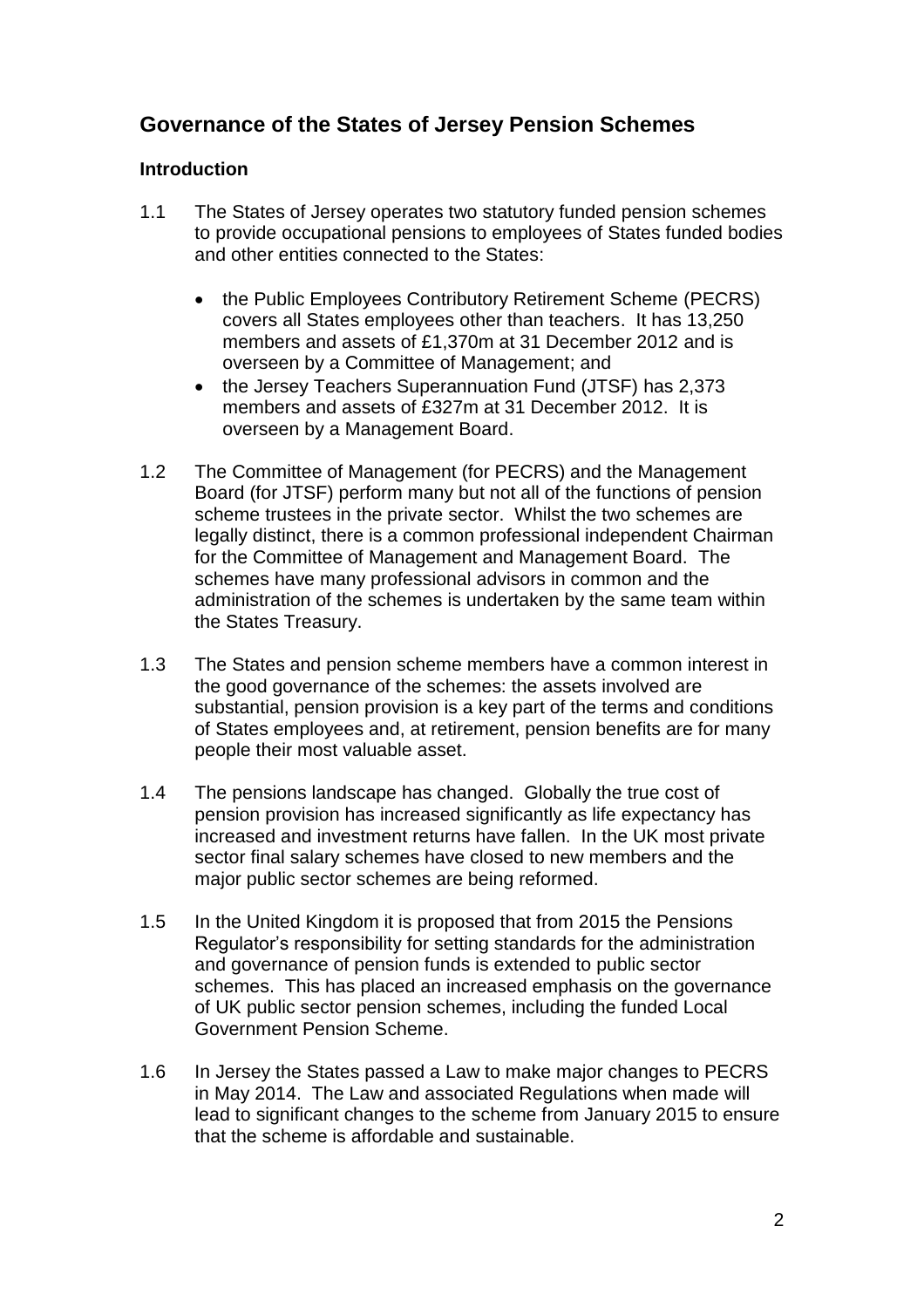## Governance of the States of Jersey Pension Schemes

### Introduction

1.1 The States of Jersey operates two statutory funded pension schemes to provide occupational pensions to employees of States funded bodies and other entities connected to the States:

- the Public Employees Contributory Retirement Scheme (PECRS) covers all States employees other than teachers. It has 13,250 members and assets of £1,370m at 31 December 2012 and is overseen by a Committee of Management; and
- the Jersey Teachers Superannuation Fund (JTSF) has 2,373 members and assets of £327m at 31 December 2012. It is overseen by a Management Board.

1.2 The Committee of Management (for PECRS) and the Management Board (for JTSF) perform many but not all of the functions of pension scheme trustees in the private sector. Whilst the two schemes are legally distinct, there is a common professional independent Chairman for the Committee of Management and Management Board. The schemes have many professional advisors in common and the administration of the schemes is undertaken by the same team within the States Treasury.

1.3 The States and pension scheme members have a common interest in the good governance of the schemes: the assets involved are substantial, pension provision is a key part of the terms and conditions of States employees and, at retirement, pension benefits are for many people their most valuable asset.

1.4 The pensions landscape has changed. Globally the true cost of pension provision has increased significantly as life expectancy has increased and investment returns have fallen. In the UK most private sector final salary schemes have closed to new members and the major public sector schemes are being reformed.

1.5 In the United Kingdom it is proposed that from 2015 the Pensions Regulator's responsibility for setting standards for the administration and governance of pension funds is extended to public sector schemes. This has placed an increased emphasis on the governance of UK public sector pension schemes, including the funded Local Government Pension Scheme.

1.6 In Jersey the States passed a Law to make major changes to PECRS in May 2014. The Law and associated Regulations when made will lead to significant changes to the scheme from January 2015 to ensure that the scheme is affordable and sustainable.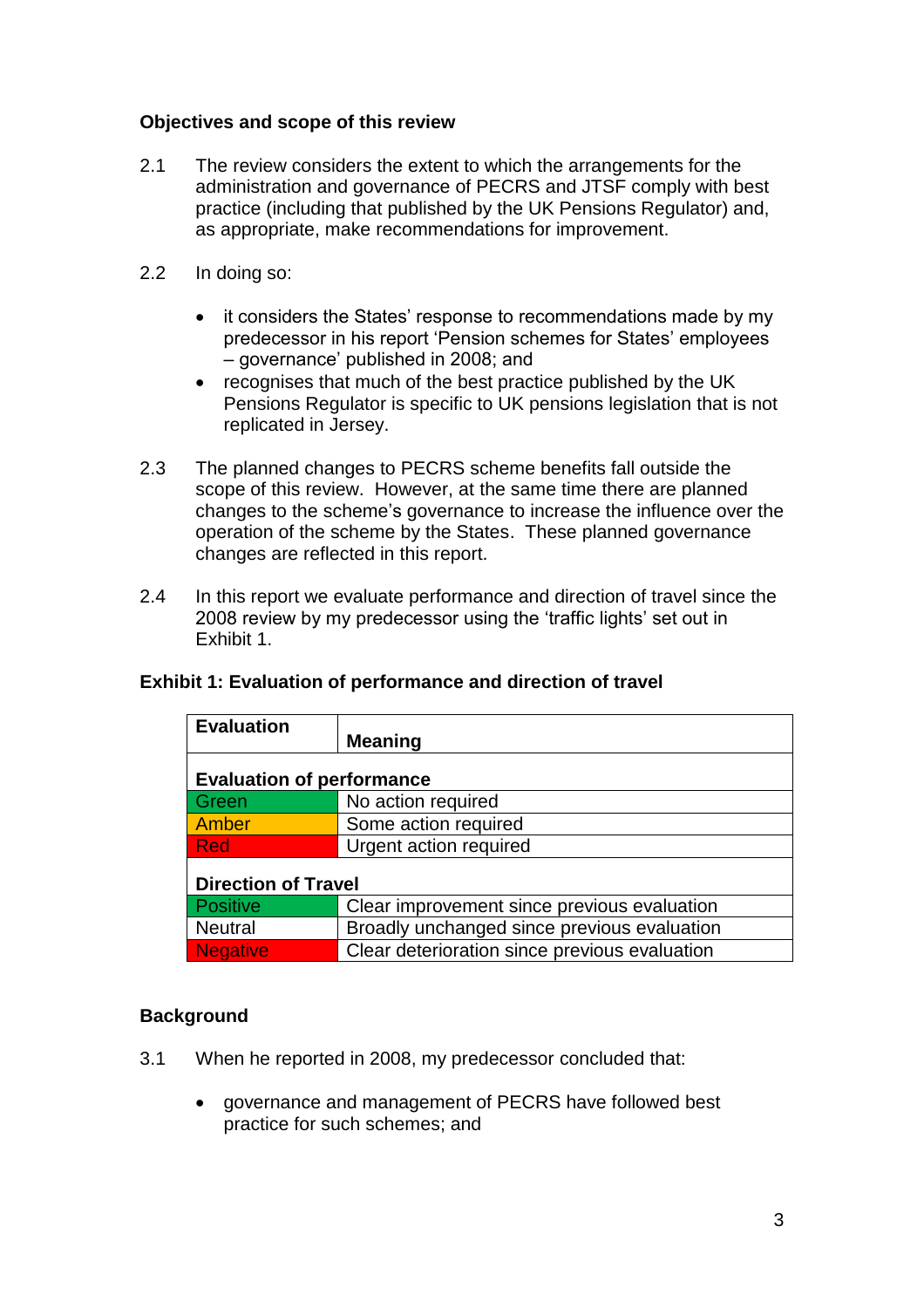**Objectives and scope of this review**

2.1 The review considers the extent to which the arrangements for the administration and governance of PECRS and JTSF comply with best practice (including that published by the UK Pensions Regulator) and, as appropriate, make recommendations for improvement.

2.2 In doing so:

- it considers the States' response to recommendations made by my predecessor in his report 'Pension schemes for States' employees – governance' published in 2008; and
- recognises that much of the best practice published by the UK Pensions Regulator is specific to UK pensions legislation that is not replicated in Jersey.

2.3 The planned changes to PECRS scheme benefits fall outside the scope of this review. However, at the same time there are planned changes to the scheme's governance to increase the influence over the operation of the scheme by the States. These planned governance changes are reflected in this report.

2.4 In this report we evaluate performance and direction of travel since the 2008 review by my predecessor using the 'traffic lights' set out in Exhibit 1.

**Exhibit 1: Evaluation of performance and direction of travel**

| Evaluation | Meaning |
|---|---|
| **Evaluation of performance** | |
| Green | No action required |
| Amber | Some action required |
| Red | Urgent action required |
| **Direction of Travel** | |
| Positive | Clear improvement since previous evaluation |
| Neutral | Broadly unchanged since previous evaluation |
| Negative | Clear deterioration since previous evaluation |

**Background**

3.1 When he reported in 2008, my predecessor concluded that:

- governance and management of PECRS have followed best practice for such schemes; and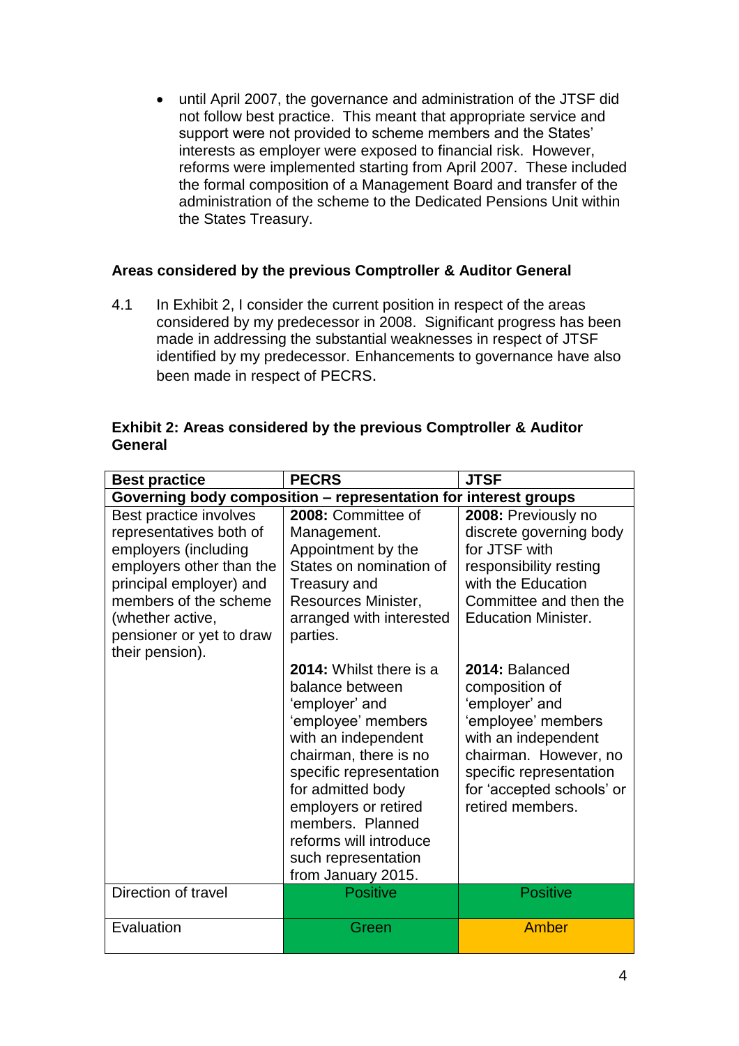- until April 2007, the governance and administration of the JTSF did not follow best practice. This meant that appropriate service and support were not provided to scheme members and the States' interests as employer were exposed to financial risk. However, reforms were implemented starting from April 2007. These included the formal composition of a Management Board and transfer of the administration of the scheme to the Dedicated Pensions Unit within the States Treasury.

### Areas considered by the previous Comptroller & Auditor General

4.1 In Exhibit 2, I consider the current position in respect of the areas considered by my predecessor in 2008. Significant progress has been made in addressing the substantial weaknesses in respect of JTSF identified by my predecessor. Enhancements to governance have also been made in respect of PECRS.

**Exhibit 2: Areas considered by the previous Comptroller & Auditor General**

| Best practice | PECRS | JTSF |
|---|---|---|
| **Governing body composition – representation for interest groups** | | |
| Best practice involves representatives both of employers (including employers other than the principal employer) and members of the scheme (whether active, pensioner or yet to draw their pension). | **2008:** Committee of Management. Appointment by the States on nomination of Treasury and Resources Minister, arranged with interested parties.<br><br>**2014:** Whilst there is a balance between 'employer' and 'employee' members with an independent chairman, there is no specific representation for admitted body employers or retired members. Planned reforms will introduce such representation from January 2015. | **2008:** Previously no discrete governing body for JTSF with responsibility resting with the Education Committee and then the Education Minister.<br><br>**2014:** Balanced composition of 'employer' and 'employee' members with an independent chairman. However, no specific representation for 'accepted schools' or retired members. |
| Direction of travel | Positive | Positive |
| Evaluation | Green | Amber |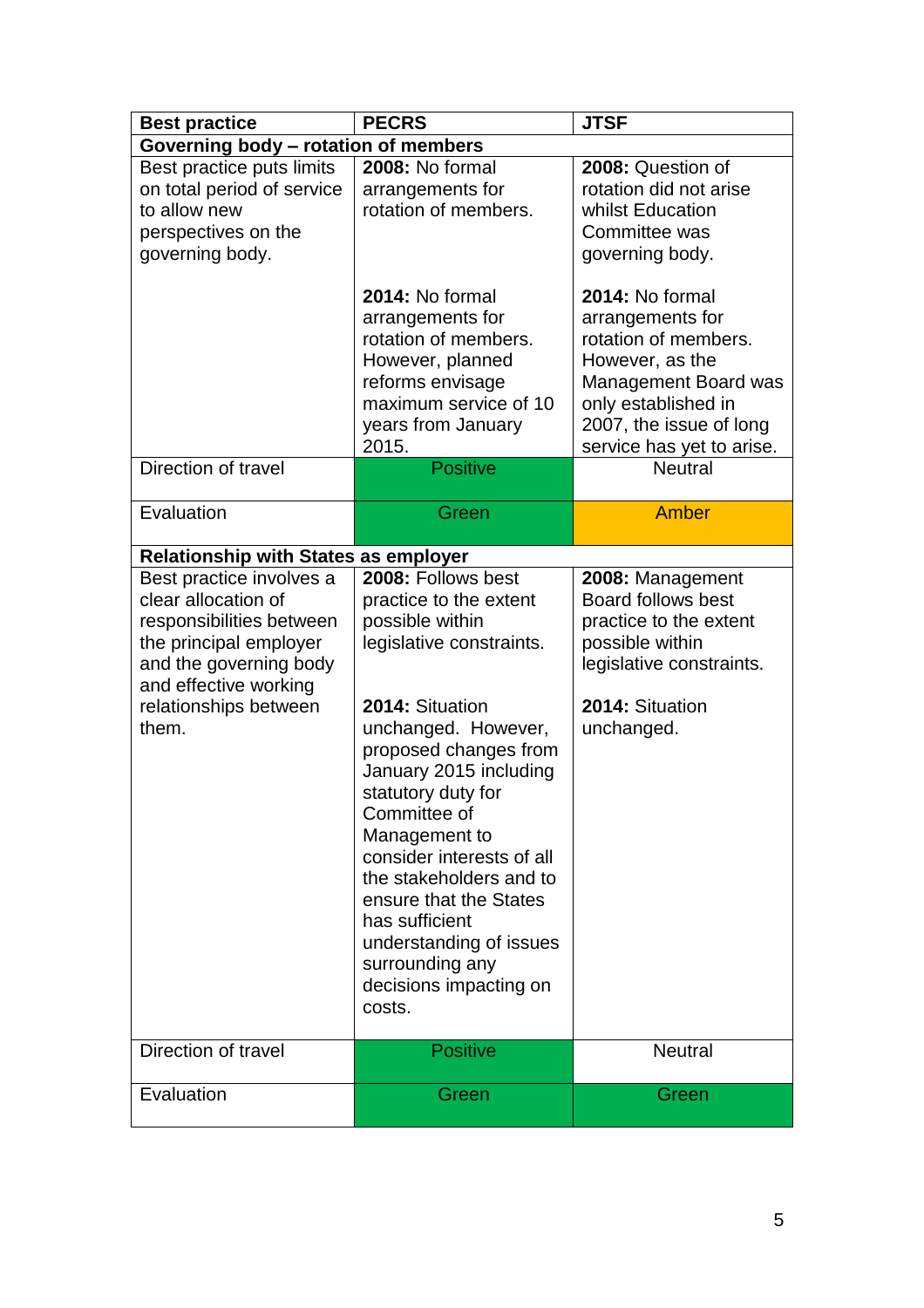| Best practice | PECRS | JTSF |
|---|---|---|
| **Governing body – rotation of members** | | |
| Best practice puts limits on total period of service to allow new perspectives on the governing body. | **2008:** No formal arrangements for rotation of members.<br><br>**2014:** No formal arrangements for rotation of members. However, planned reforms envisage maximum service of 10 years from January 2015. | **2008:** Question of rotation did not arise whilst Education Committee was governing body.<br><br>**2014:** No formal arrangements for rotation of members. However, as the Management Board was only established in 2007, the issue of long service has yet to arise. |
| Direction of travel | Positive | Neutral |
| Evaluation | Green | Amber |
| **Relationship with States as employer** | | |
| Best practice involves a clear allocation of responsibilities between the principal employer and the governing body and effective working relationships between them. | **2008:** Follows best practice to the extent possible within legislative constraints.<br><br>**2014:** Situation unchanged. However, proposed changes from January 2015 including statutory duty for Committee of Management to consider interests of all the stakeholders and to ensure that the States has sufficient understanding of issues surrounding any decisions impacting on costs. | **2008:** Management Board follows best practice to the extent possible within legislative constraints.<br><br>**2014:** Situation unchanged. |
| Direction of travel | Positive | Neutral |
| Evaluation | Green | Green |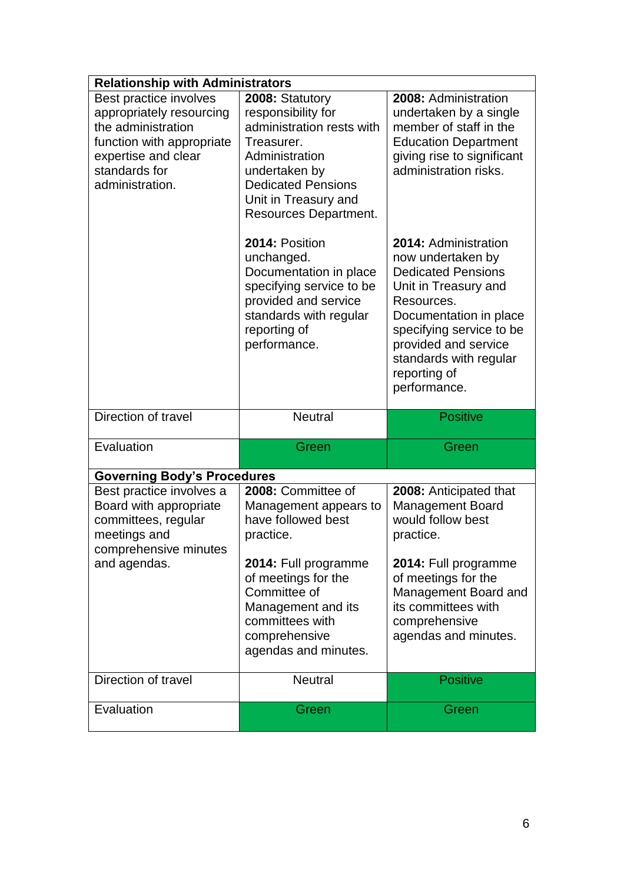| Relationship with Administrators | | |
|---|---|---|
| Best practice involves appropriately resourcing the administration function with appropriate expertise and clear standards for administration. | **2008:** Statutory responsibility for administration rests with Treasurer. Administration undertaken by Dedicated Pensions Unit in Treasury and Resources Department.<br><br>**2014:** Position unchanged. Documentation in place specifying service to be provided and service standards with regular reporting of performance. | **2008:** Administration undertaken by a single member of staff in the Education Department giving rise to significant administration risks.<br><br>**2014:** Administration now undertaken by Dedicated Pensions Unit in Treasury and Resources. Documentation in place specifying service to be provided and service standards with regular reporting of performance. |
| Direction of travel | Neutral | Positive |
| Evaluation | Green | Green |
| **Governing Body's Procedures** | | |
| Best practice involves a Board with appropriate committees, regular meetings and comprehensive minutes and agendas. | **2008:** Committee of Management appears to have followed best practice.<br><br>**2014:** Full programme of meetings for the Committee of Management and its committees with comprehensive agendas and minutes. | **2008:** Anticipated that Management Board would follow best practice.<br><br>**2014:** Full programme of meetings for the Management Board and its committees with comprehensive agendas and minutes. |
| Direction of travel | Neutral | Positive |
| Evaluation | Green | Green |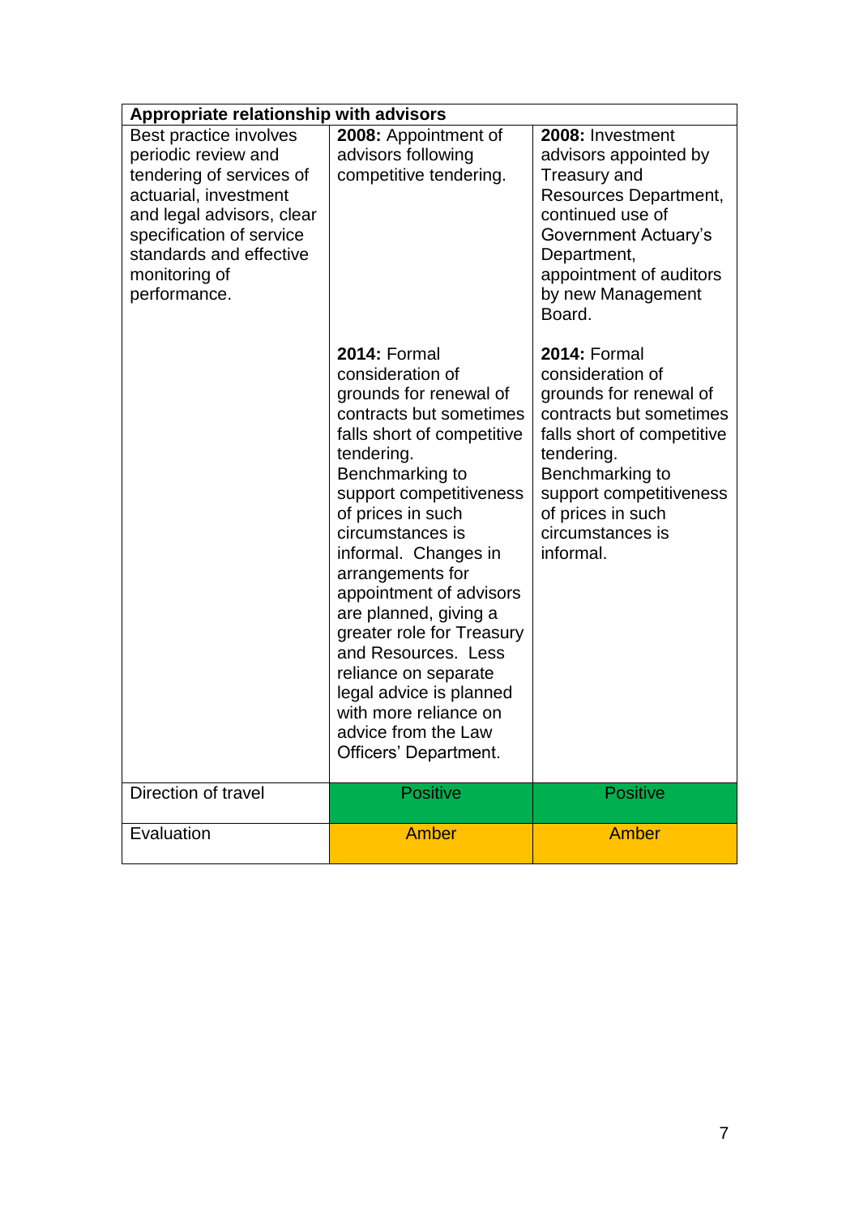| Appropriate relationship with advisors | | |
|---|---|---|
| Best practice involves periodic review and tendering of services of actuarial, investment and legal advisors, clear specification of service standards and effective monitoring of performance. | **2008:** Appointment of advisors following competitive tendering. | **2008:** Investment advisors appointed by Treasury and Resources Department, continued use of Government Actuary's Department, appointment of auditors by new Management Board. |
| | **2014:** Formal consideration of grounds for renewal of contracts but sometimes falls short of competitive tendering. Benchmarking to support competitiveness of prices in such circumstances is informal. Changes in arrangements for appointment of advisors are planned, giving a greater role for Treasury and Resources. Less reliance on separate legal advice is planned with more reliance on advice from the Law Officers' Department. | **2014:** Formal consideration of grounds for renewal of contracts but sometimes falls short of competitive tendering. Benchmarking to support competitiveness of prices in such circumstances is informal. |
| Direction of travel | Positive | Positive |
| Evaluation | Amber | Amber |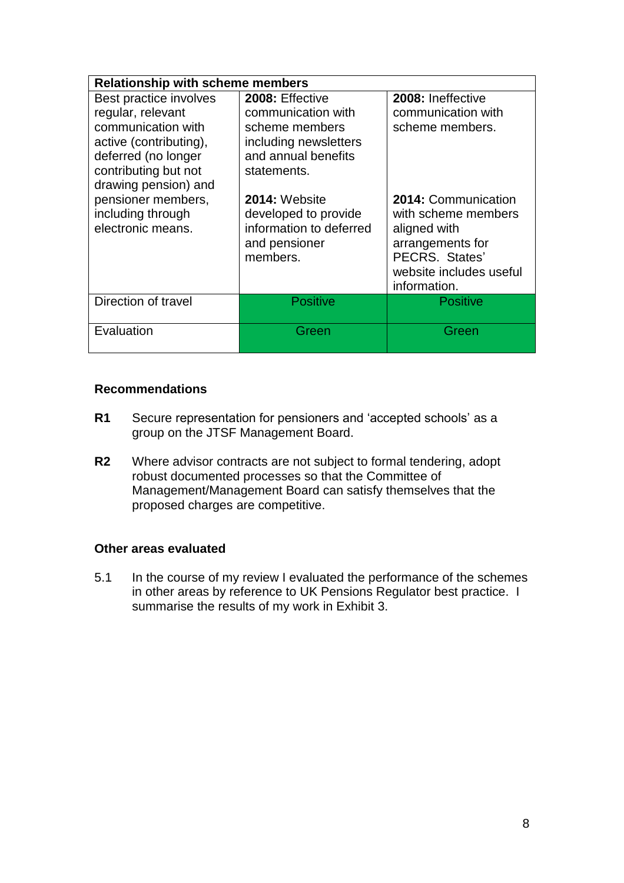| Relationship with scheme members | | |
|---|---|---|
| Best practice involves regular, relevant communication with active (contributing), deferred (no longer contributing but not drawing pension) and pensioner members, including through electronic means. | **2008:** Effective communication with scheme members including newsletters and annual benefits statements.<br><br>**2014:** Website developed to provide information to deferred and pensioner members. | **2008:** Ineffective communication with scheme members.<br><br>**2014:** Communication with scheme members aligned with arrangements for PECRS. States' website includes useful information. |
| Direction of travel | Positive | Positive |
| Evaluation | Green | Green |

**Recommendations**

**R1** Secure representation for pensioners and 'accepted schools' as a group on the JTSF Management Board.

**R2** Where advisor contracts are not subject to formal tendering, adopt robust documented processes so that the Committee of Management/Management Board can satisfy themselves that the proposed charges are competitive.

**Other areas evaluated**

5.1 In the course of my review I evaluated the performance of the schemes in other areas by reference to UK Pensions Regulator best practice. I summarise the results of my work in Exhibit 3.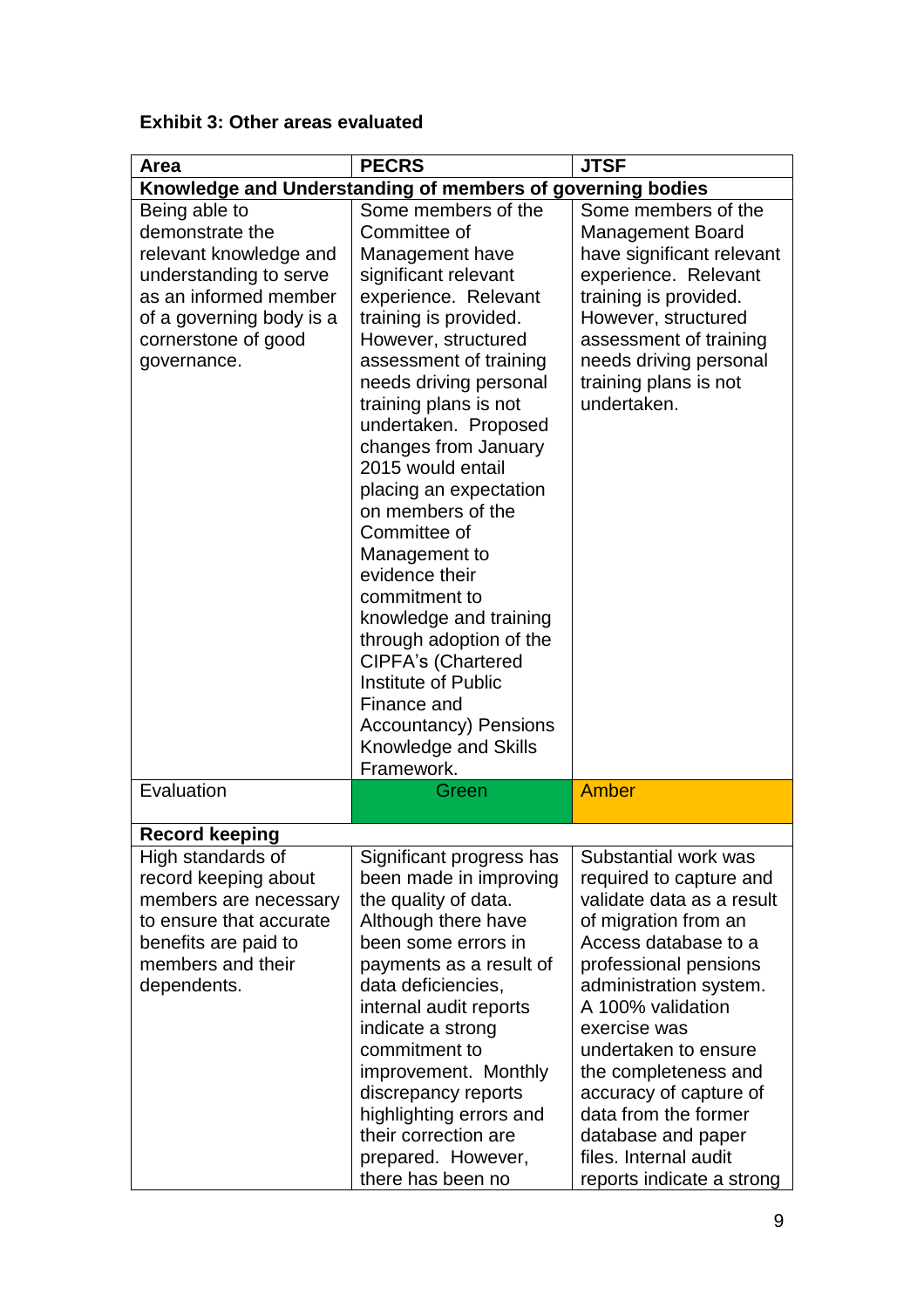**Exhibit 3: Other areas evaluated**

| Area | PECRS | JTSF |
|---|---|---|
| **Knowledge and Understanding of members of governing bodies** | | |
| Being able to demonstrate the relevant knowledge and understanding to serve as an informed member of a governing body is a cornerstone of good governance. | Some members of the Committee of Management have significant relevant experience. Relevant training is provided. However, structured assessment of training needs driving personal training plans is not undertaken. Proposed changes from January 2015 would entail placing an expectation on members of the Committee of Management to evidence their commitment to knowledge and training through adoption of the CIPFA's (Chartered Institute of Public Finance and Accountancy) Pensions Knowledge and Skills Framework. | Some members of the Management Board have significant relevant experience. Relevant training is provided. However, structured assessment of training needs driving personal training plans is not undertaken. |
| Evaluation | Green | Amber |
| **Record keeping** | | |
| High standards of record keeping about members are necessary to ensure that accurate benefits are paid to members and their dependents. | Significant progress has been made in improving the quality of data. Although there have been some errors in payments as a result of data deficiencies, internal audit reports indicate a strong commitment to improvement. Monthly discrepancy reports highlighting errors and their correction are prepared. However, there has been no | Substantial work was required to capture and validate data as a result of migration from an Access database to a professional pensions administration system. A 100% validation exercise was undertaken to ensure the completeness and accuracy of capture of data from the former database and paper files. Internal audit reports indicate a strong |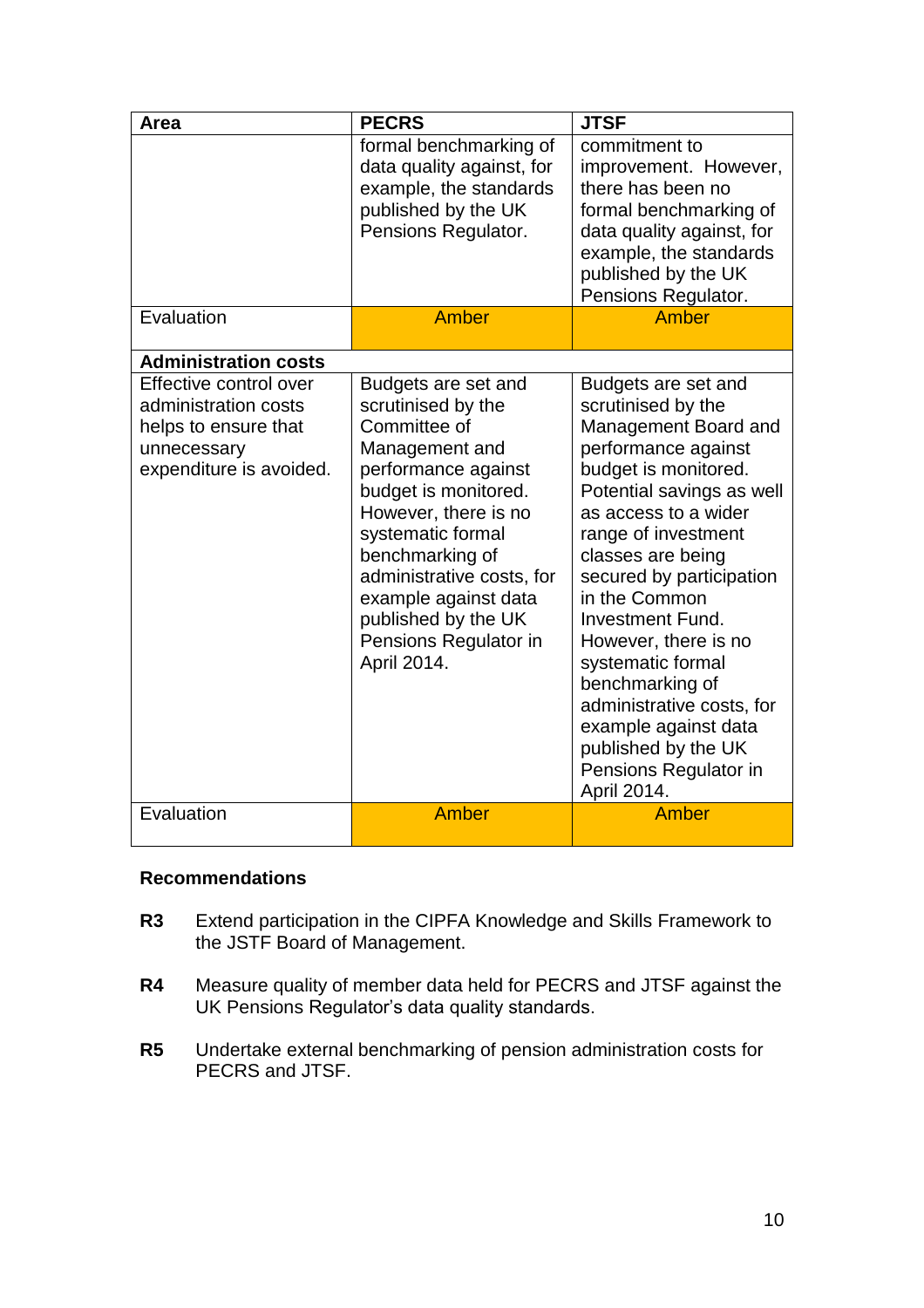| Area | PECRS | JTSF |
|---|---|---|
| | formal benchmarking of data quality against, for example, the standards published by the UK Pensions Regulator. | commitment to improvement. However, there has been no formal benchmarking of data quality against, for example, the standards published by the UK Pensions Regulator. |
| Evaluation | Amber | Amber |
| **Administration costs** | | |
| Effective control over administration costs helps to ensure that unnecessary expenditure is avoided. | Budgets are set and scrutinised by the Committee of Management and performance against budget is monitored. However, there is no systematic formal benchmarking of administrative costs, for example against data published by the UK Pensions Regulator in April 2014. | Budgets are set and scrutinised by the Management Board and performance against budget is monitored. Potential savings as well as access to a wider range of investment classes are being secured by participation in the Common Investment Fund. However, there is no systematic formal benchmarking of administrative costs, for example against data published by the UK Pensions Regulator in April 2014. |
| Evaluation | Amber | Amber |

**Recommendations**

**R3** Extend participation in the CIPFA Knowledge and Skills Framework to the JSTF Board of Management.

**R4** Measure quality of member data held for PECRS and JTSF against the UK Pensions Regulator's data quality standards.

**R5** Undertake external benchmarking of pension administration costs for PECRS and JTSF.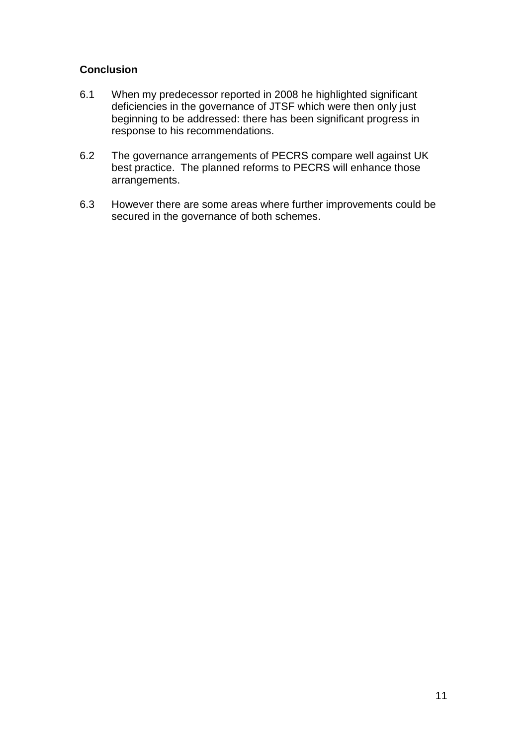**Conclusion**

6.1 When my predecessor reported in 2008 he highlighted significant deficiencies in the governance of JTSF which were then only just beginning to be addressed: there has been significant progress in response to his recommendations.

6.2 The governance arrangements of PECRS compare well against UK best practice. The planned reforms to PECRS will enhance those arrangements.

6.3 However there are some areas where further improvements could be secured in the governance of both schemes.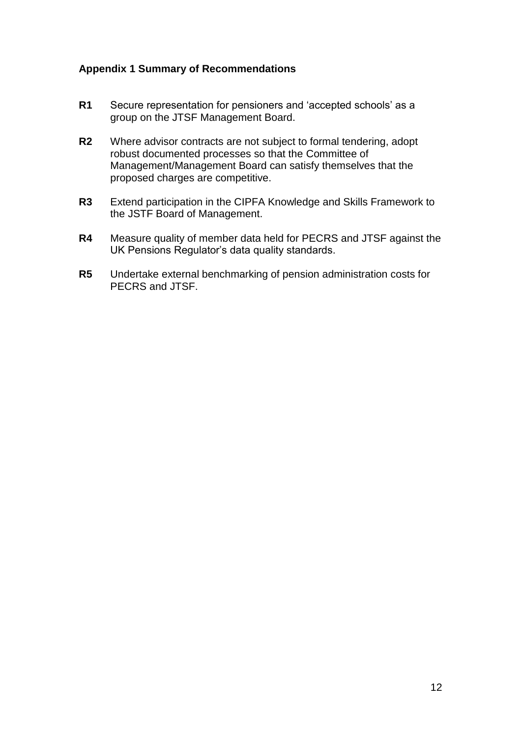### Appendix 1 Summary of Recommendations

**R1** Secure representation for pensioners and 'accepted schools' as a group on the JTSF Management Board.

**R2** Where advisor contracts are not subject to formal tendering, adopt robust documented processes so that the Committee of Management/Management Board can satisfy themselves that the proposed charges are competitive.

**R3** Extend participation in the CIPFA Knowledge and Skills Framework to the JSTF Board of Management.

**R4** Measure quality of member data held for PECRS and JTSF against the UK Pensions Regulator's data quality standards.

**R5** Undertake external benchmarking of pension administration costs for PECRS and JTSF.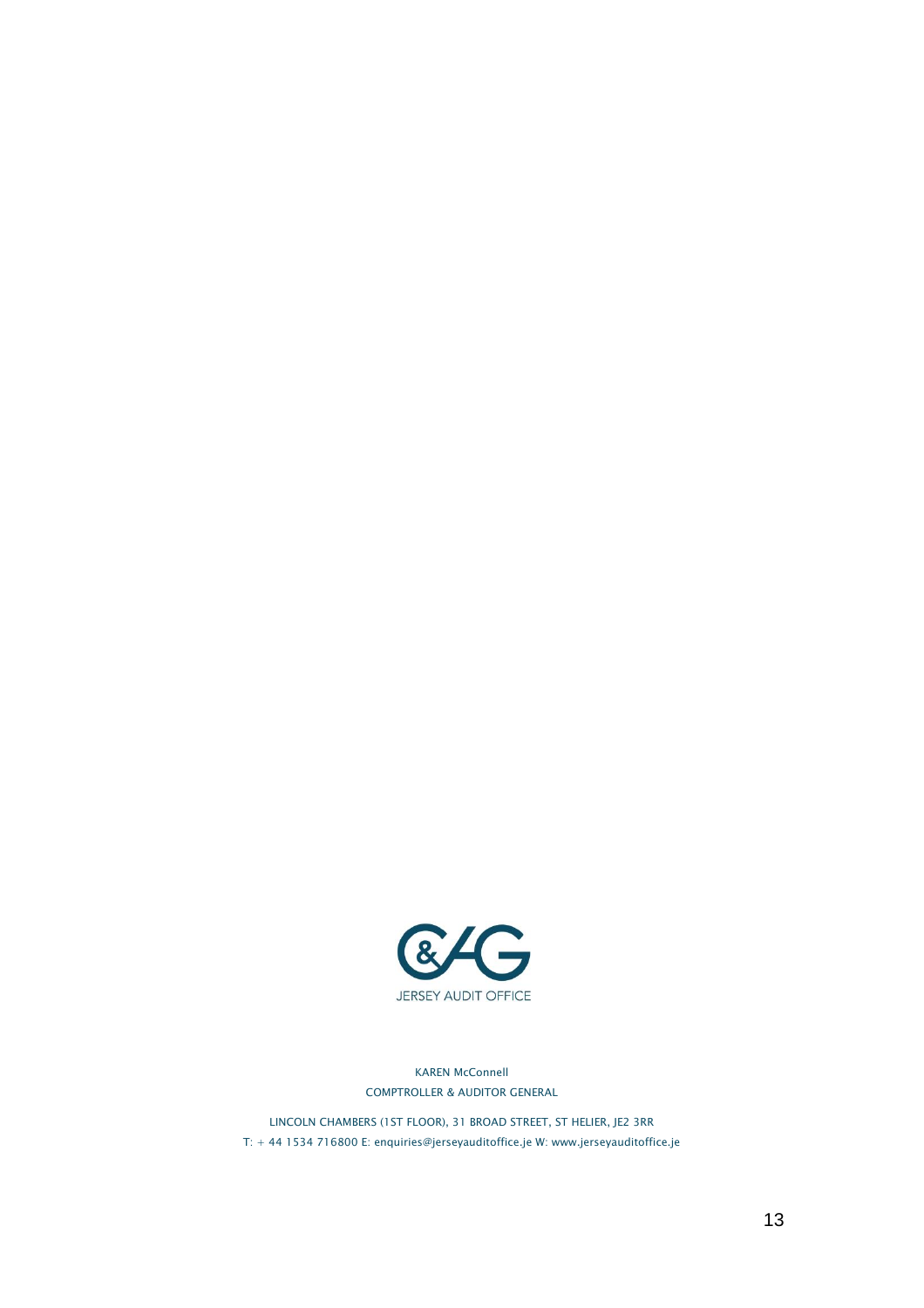JERSEY AUDIT OFFICE

KAREN McConnell
COMPTROLLER & AUDITOR GENERAL

LINCOLN CHAMBERS (1ST FLOOR), 31 BROAD STREET, ST HELIER, JE2 3RR
T: + 44 1534 716800 E: enquiries@jerseyauditoffice.je W: www.jerseyauditoffice.je